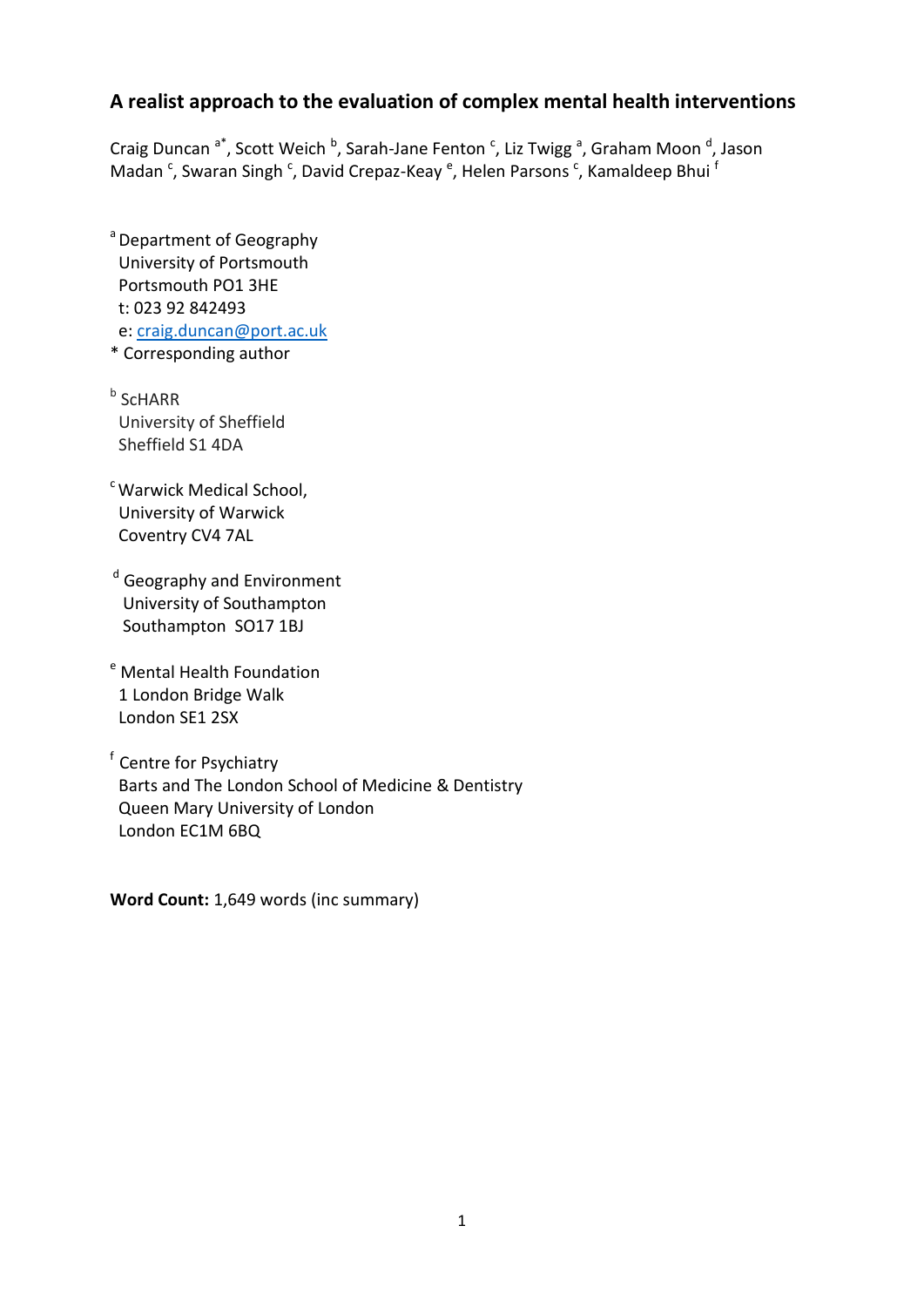# A realist approach to the evaluation of complex mental health interventions

Craig Duncan [a*], Scott Weich [b], Sarah-Jane Fenton [c], Liz Twigg [a], Graham Moon [d], Jason Madan [c], Swaran Singh [c], David Crepaz-Keay [e], Helen Parsons [c], Kamaldeep Bhui [f]

[a] Department of Geography
University of Portsmouth
Portsmouth PO1 3HE
t: 023 92 842493
e: craig.duncan@port.ac.uk
* Corresponding author

[b] ScHARR
University of Sheffield
Sheffield S1 4DA

[c] Warwick Medical School,
University of Warwick
Coventry CV4 7AL

[d] Geography and Environment
University of Southampton
Southampton SO17 1BJ

[e] Mental Health Foundation
1 London Bridge Walk
London SE1 2SX

[f] Centre for Psychiatry
Barts and The London School of Medicine & Dentistry
Queen Mary University of London
London EC1M 6BQ

**Word Count:** 1,649 words (inc summary)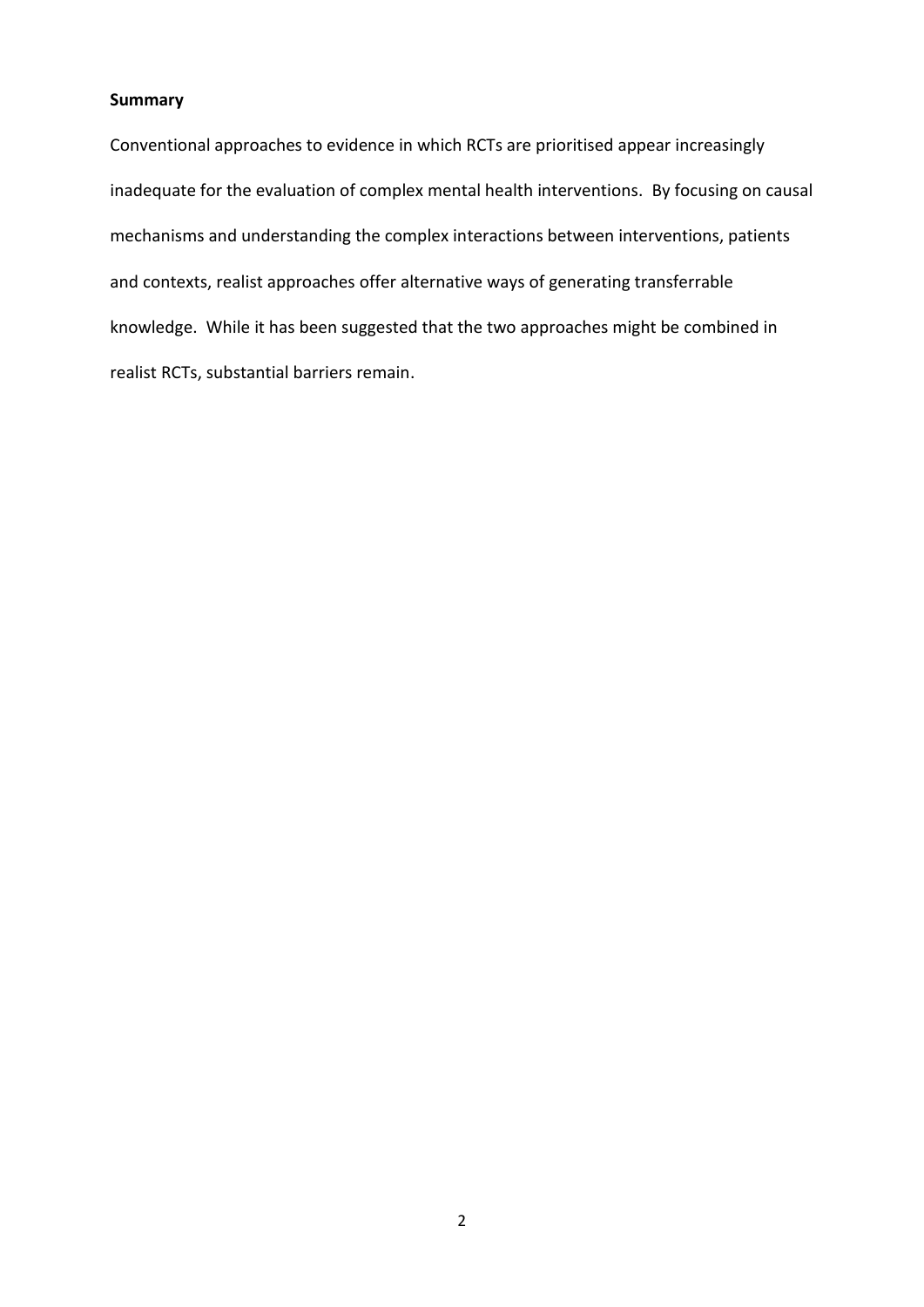**Summary**

Conventional approaches to evidence in which RCTs are prioritised appear increasingly inadequate for the evaluation of complex mental health interventions. By focusing on causal mechanisms and understanding the complex interactions between interventions, patients and contexts, realist approaches offer alternative ways of generating transferrable knowledge. While it has been suggested that the two approaches might be combined in realist RCTs, substantial barriers remain.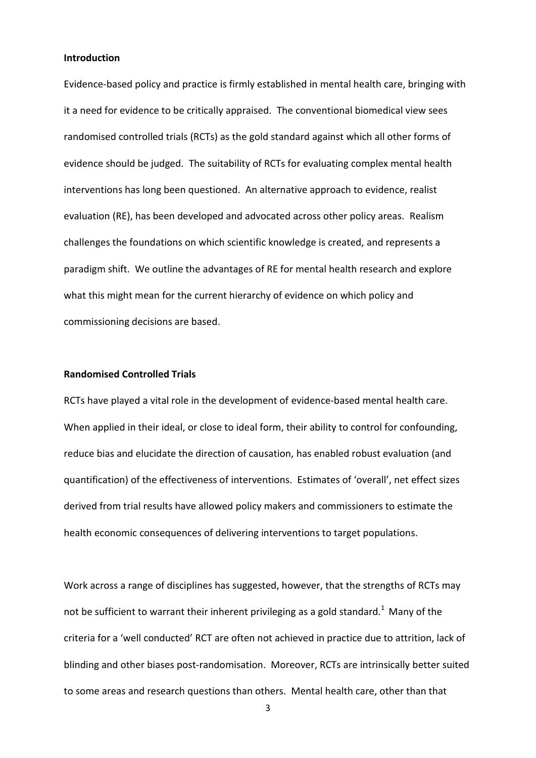## Introduction

Evidence-based policy and practice is firmly established in mental health care, bringing with it a need for evidence to be critically appraised. The conventional biomedical view sees randomised controlled trials (RCTs) as the gold standard against which all other forms of evidence should be judged. The suitability of RCTs for evaluating complex mental health interventions has long been questioned. An alternative approach to evidence, realist evaluation (RE), has been developed and advocated across other policy areas. Realism challenges the foundations on which scientific knowledge is created, and represents a paradigm shift. We outline the advantages of RE for mental health research and explore what this might mean for the current hierarchy of evidence on which policy and commissioning decisions are based.

## Randomised Controlled Trials

RCTs have played a vital role in the development of evidence-based mental health care. When applied in their ideal, or close to ideal form, their ability to control for confounding, reduce bias and elucidate the direction of causation, has enabled robust evaluation (and quantification) of the effectiveness of interventions. Estimates of 'overall', net effect sizes derived from trial results have allowed policy makers and commissioners to estimate the health economic consequences of delivering interventions to target populations.

Work across a range of disciplines has suggested, however, that the strengths of RCTs may not be sufficient to warrant their inherent privileging as a gold standard.[1] Many of the criteria for a 'well conducted' RCT are often not achieved in practice due to attrition, lack of blinding and other biases post-randomisation. Moreover, RCTs are intrinsically better suited to some areas and research questions than others. Mental health care, other than that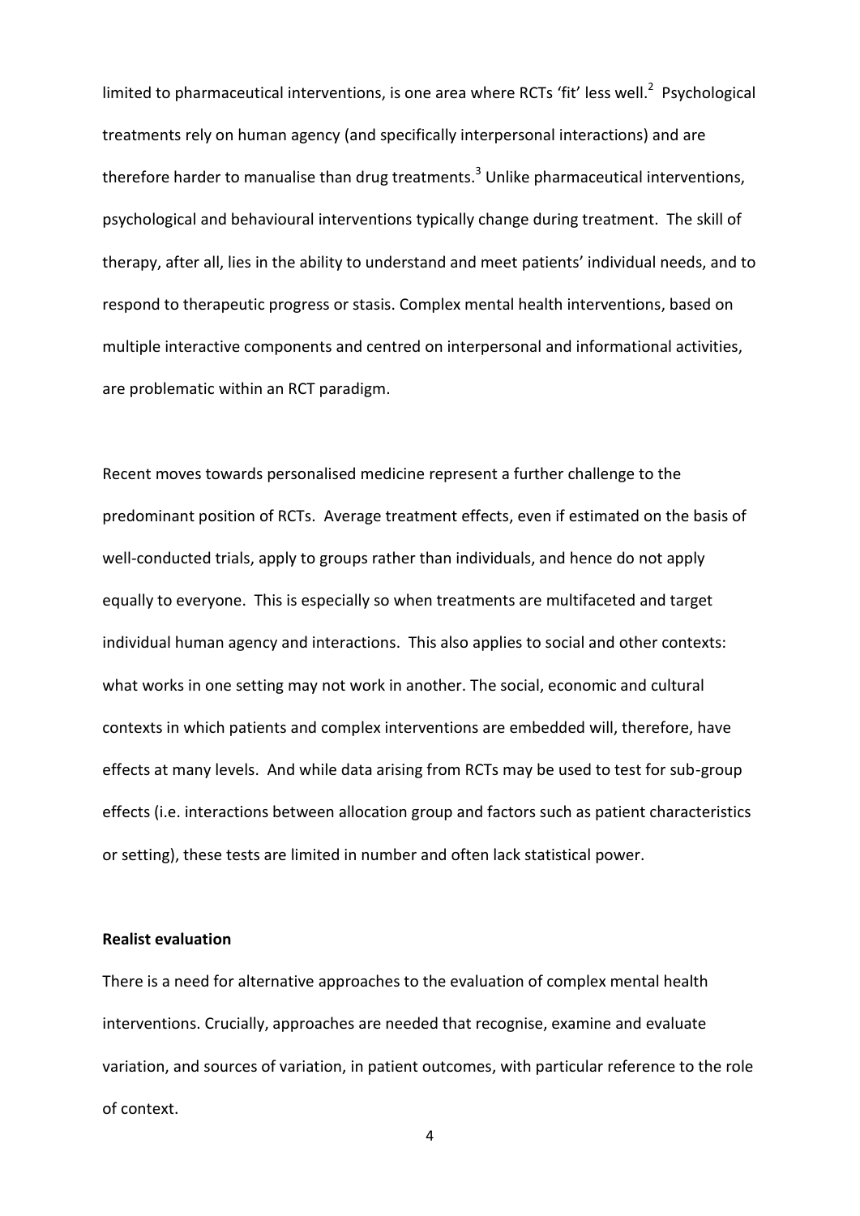limited to pharmaceutical interventions, is one area where RCTs 'fit' less well.[2] Psychological treatments rely on human agency (and specifically interpersonal interactions) and are therefore harder to manualise than drug treatments.[3] Unlike pharmaceutical interventions, psychological and behavioural interventions typically change during treatment. The skill of therapy, after all, lies in the ability to understand and meet patients' individual needs, and to respond to therapeutic progress or stasis. Complex mental health interventions, based on multiple interactive components and centred on interpersonal and informational activities, are problematic within an RCT paradigm.

Recent moves towards personalised medicine represent a further challenge to the predominant position of RCTs. Average treatment effects, even if estimated on the basis of well-conducted trials, apply to groups rather than individuals, and hence do not apply equally to everyone. This is especially so when treatments are multifaceted and target individual human agency and interactions. This also applies to social and other contexts: what works in one setting may not work in another. The social, economic and cultural contexts in which patients and complex interventions are embedded will, therefore, have effects at many levels. And while data arising from RCTs may be used to test for sub-group effects (i.e. interactions between allocation group and factors such as patient characteristics or setting), these tests are limited in number and often lack statistical power.

**Realist evaluation**

There is a need for alternative approaches to the evaluation of complex mental health interventions. Crucially, approaches are needed that recognise, examine and evaluate variation, and sources of variation, in patient outcomes, with particular reference to the role of context.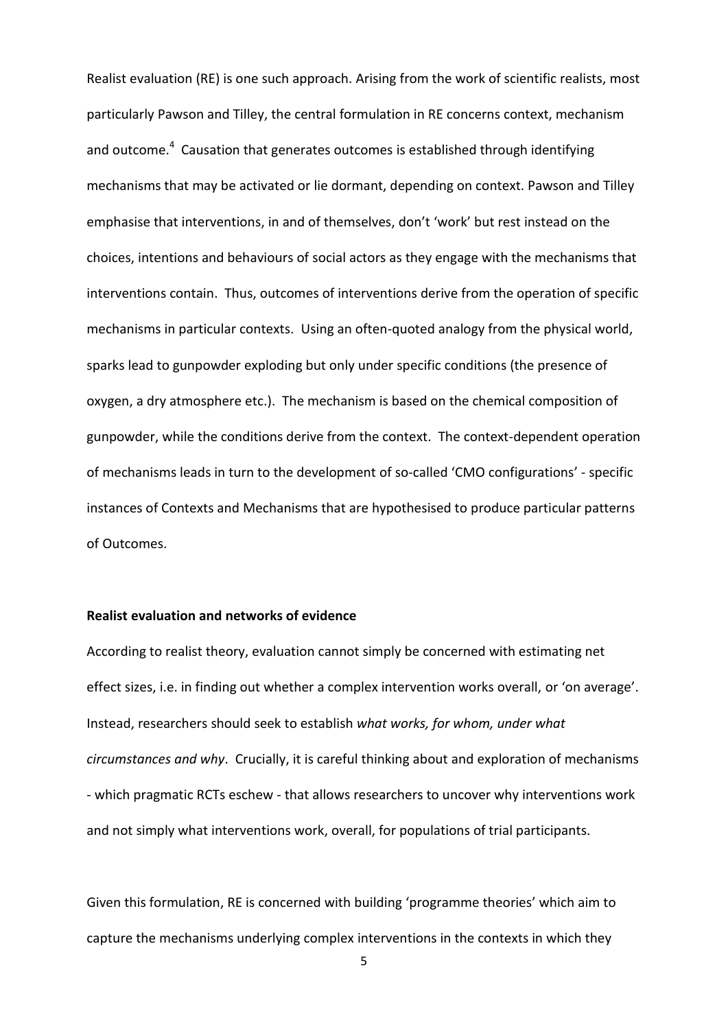Realist evaluation (RE) is one such approach. Arising from the work of scientific realists, most particularly Pawson and Tilley, the central formulation in RE concerns context, mechanism and outcome.[4] Causation that generates outcomes is established through identifying mechanisms that may be activated or lie dormant, depending on context. Pawson and Tilley emphasise that interventions, in and of themselves, don't 'work' but rest instead on the choices, intentions and behaviours of social actors as they engage with the mechanisms that interventions contain. Thus, outcomes of interventions derive from the operation of specific mechanisms in particular contexts. Using an often-quoted analogy from the physical world, sparks lead to gunpowder exploding but only under specific conditions (the presence of oxygen, a dry atmosphere etc.). The mechanism is based on the chemical composition of gunpowder, while the conditions derive from the context. The context-dependent operation of mechanisms leads in turn to the development of so-called 'CMO configurations' - specific instances of Contexts and Mechanisms that are hypothesised to produce particular patterns of Outcomes.

**Realist evaluation and networks of evidence**

According to realist theory, evaluation cannot simply be concerned with estimating net effect sizes, i.e. in finding out whether a complex intervention works overall, or 'on average'. Instead, researchers should seek to establish *what works, for whom, under what circumstances and why*. Crucially, it is careful thinking about and exploration of mechanisms - which pragmatic RCTs eschew - that allows researchers to uncover why interventions work and not simply what interventions work, overall, for populations of trial participants.

Given this formulation, RE is concerned with building 'programme theories' which aim to capture the mechanisms underlying complex interventions in the contexts in which they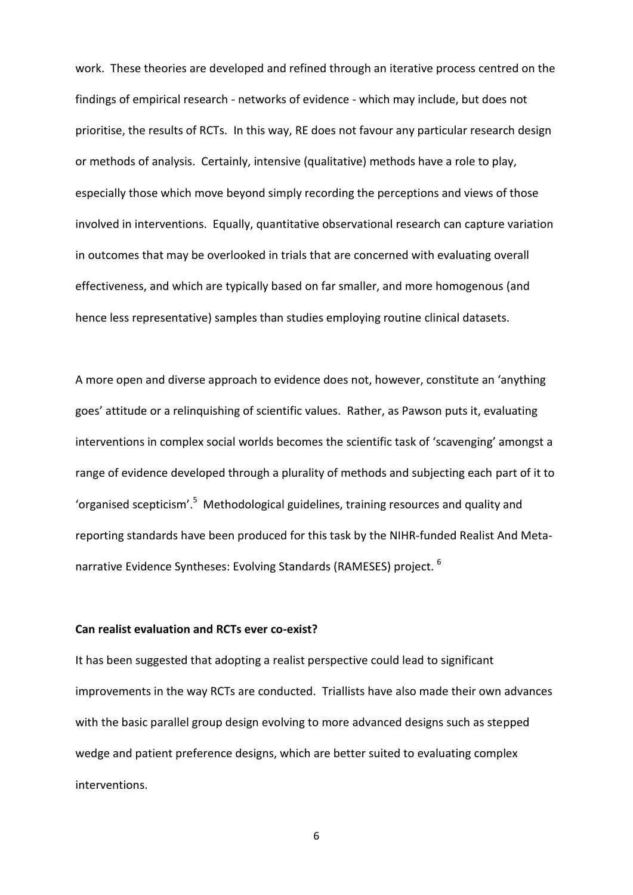work. These theories are developed and refined through an iterative process centred on the findings of empirical research - networks of evidence - which may include, but does not prioritise, the results of RCTs. In this way, RE does not favour any particular research design or methods of analysis. Certainly, intensive (qualitative) methods have a role to play, especially those which move beyond simply recording the perceptions and views of those involved in interventions. Equally, quantitative observational research can capture variation in outcomes that may be overlooked in trials that are concerned with evaluating overall effectiveness, and which are typically based on far smaller, and more homogenous (and hence less representative) samples than studies employing routine clinical datasets.

A more open and diverse approach to evidence does not, however, constitute an 'anything goes' attitude or a relinquishing of scientific values. Rather, as Pawson puts it, evaluating interventions in complex social worlds becomes the scientific task of 'scavenging' amongst a range of evidence developed through a plurality of methods and subjecting each part of it to 'organised scepticism'.[5] Methodological guidelines, training resources and quality and reporting standards have been produced for this task by the NIHR-funded Realist And Meta-narrative Evidence Syntheses: Evolving Standards (RAMESES) project. [6]

**Can realist evaluation and RCTs ever co-exist?**

It has been suggested that adopting a realist perspective could lead to significant improvements in the way RCTs are conducted. Triallists have also made their own advances with the basic parallel group design evolving to more advanced designs such as stepped wedge and patient preference designs, which are better suited to evaluating complex interventions.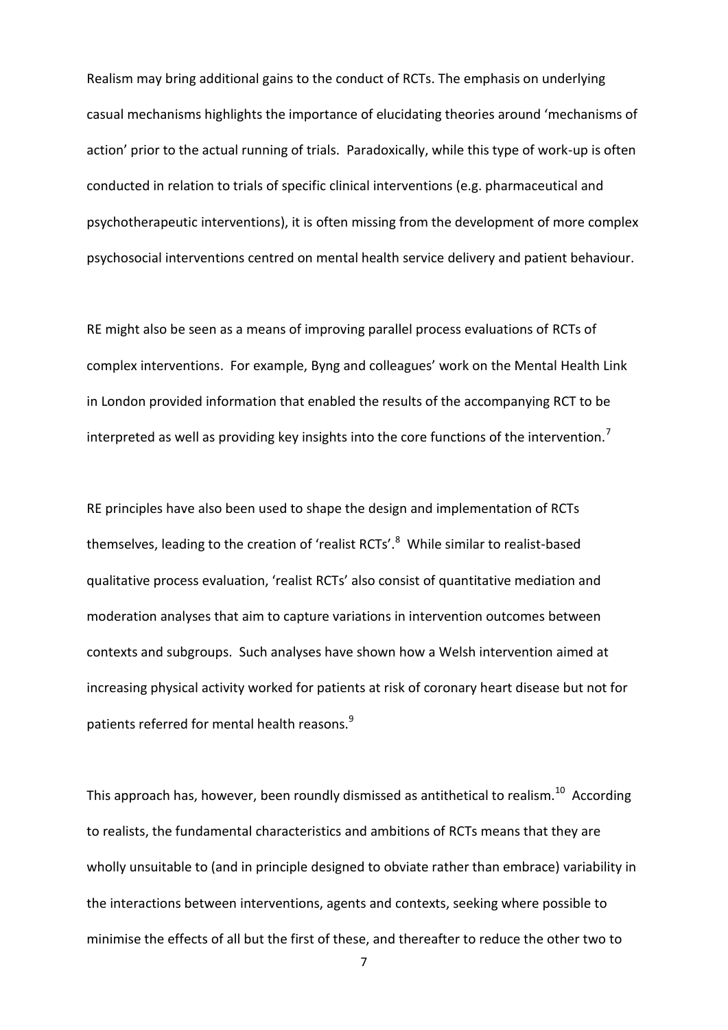Realism may bring additional gains to the conduct of RCTs. The emphasis on underlying casual mechanisms highlights the importance of elucidating theories around 'mechanisms of action' prior to the actual running of trials. Paradoxically, while this type of work-up is often conducted in relation to trials of specific clinical interventions (e.g. pharmaceutical and psychotherapeutic interventions), it is often missing from the development of more complex psychosocial interventions centred on mental health service delivery and patient behaviour.

RE might also be seen as a means of improving parallel process evaluations of RCTs of complex interventions. For example, Byng and colleagues' work on the Mental Health Link in London provided information that enabled the results of the accompanying RCT to be interpreted as well as providing key insights into the core functions of the intervention.[7]

RE principles have also been used to shape the design and implementation of RCTs themselves, leading to the creation of 'realist RCTs'.[8] While similar to realist-based qualitative process evaluation, 'realist RCTs' also consist of quantitative mediation and moderation analyses that aim to capture variations in intervention outcomes between contexts and subgroups. Such analyses have shown how a Welsh intervention aimed at increasing physical activity worked for patients at risk of coronary heart disease but not for patients referred for mental health reasons.[9]

This approach has, however, been roundly dismissed as antithetical to realism.[10] According to realists, the fundamental characteristics and ambitions of RCTs means that they are wholly unsuitable to (and in principle designed to obviate rather than embrace) variability in the interactions between interventions, agents and contexts, seeking where possible to minimise the effects of all but the first of these, and thereafter to reduce the other two to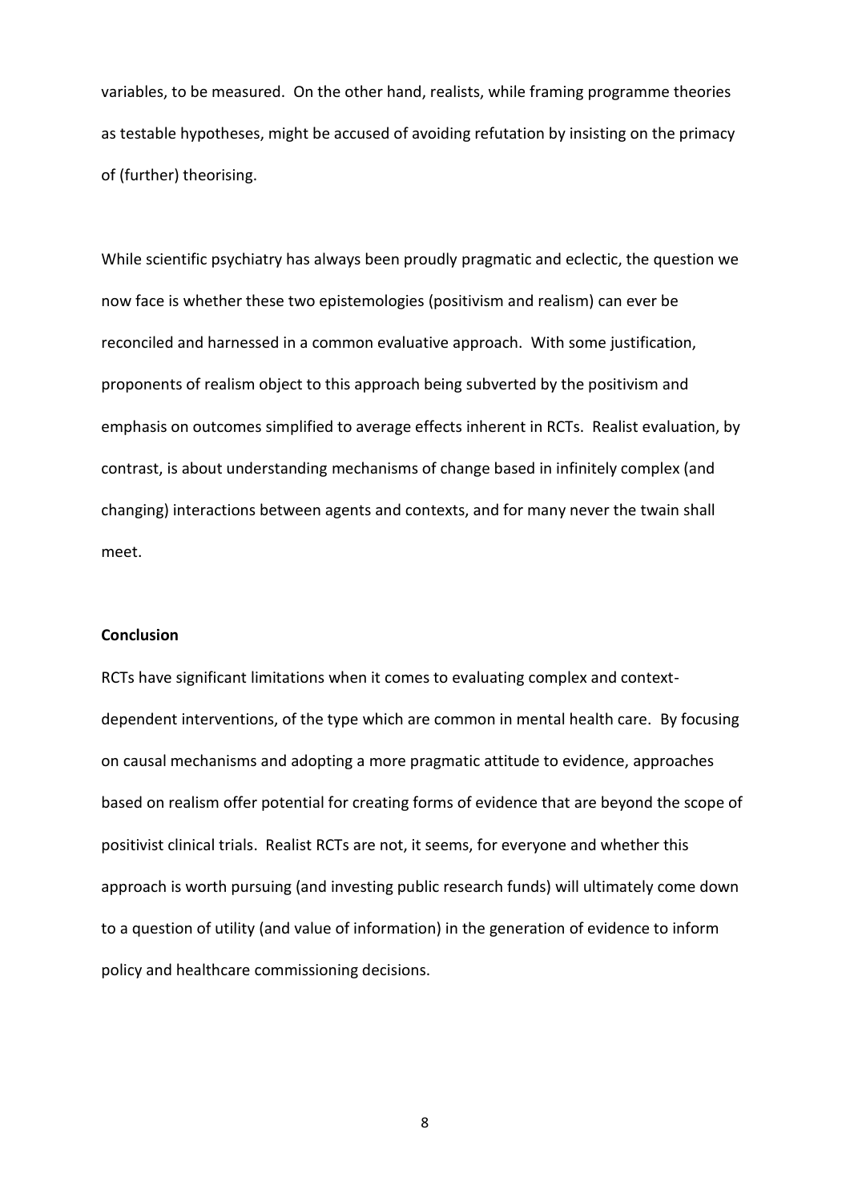variables, to be measured. On the other hand, realists, while framing programme theories as testable hypotheses, might be accused of avoiding refutation by insisting on the primacy of (further) theorising.

While scientific psychiatry has always been proudly pragmatic and eclectic, the question we now face is whether these two epistemologies (positivism and realism) can ever be reconciled and harnessed in a common evaluative approach. With some justification, proponents of realism object to this approach being subverted by the positivism and emphasis on outcomes simplified to average effects inherent in RCTs. Realist evaluation, by contrast, is about understanding mechanisms of change based in infinitely complex (and changing) interactions between agents and contexts, and for many never the twain shall meet.

**Conclusion**

RCTs have significant limitations when it comes to evaluating complex and context-dependent interventions, of the type which are common in mental health care. By focusing on causal mechanisms and adopting a more pragmatic attitude to evidence, approaches based on realism offer potential for creating forms of evidence that are beyond the scope of positivist clinical trials. Realist RCTs are not, it seems, for everyone and whether this approach is worth pursuing (and investing public research funds) will ultimately come down to a question of utility (and value of information) in the generation of evidence to inform policy and healthcare commissioning decisions.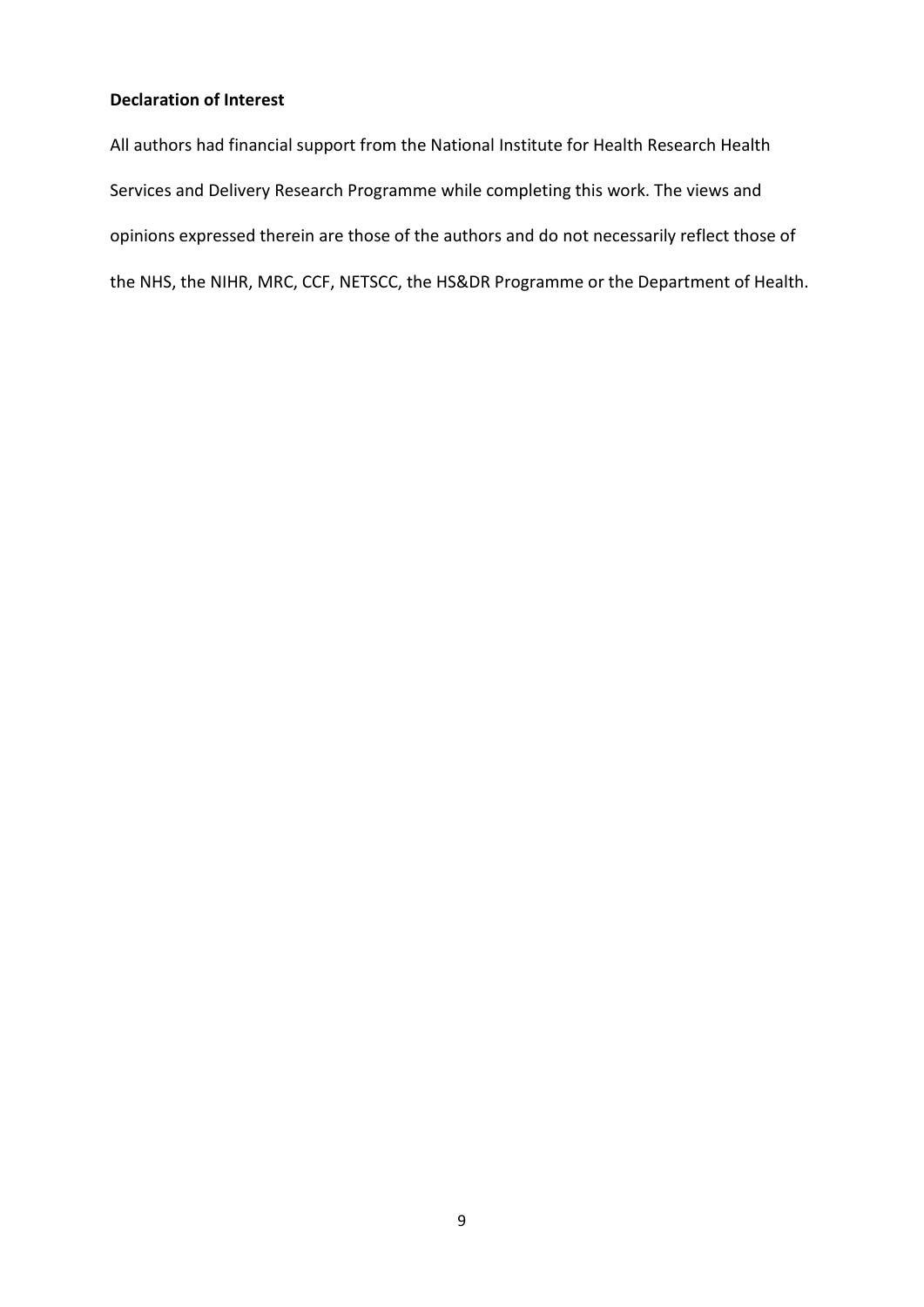**Declaration of Interest**

All authors had financial support from the National Institute for Health Research Health Services and Delivery Research Programme while completing this work. The views and opinions expressed therein are those of the authors and do not necessarily reflect those of the NHS, the NIHR, MRC, CCF, NETSCC, the HS&DR Programme or the Department of Health.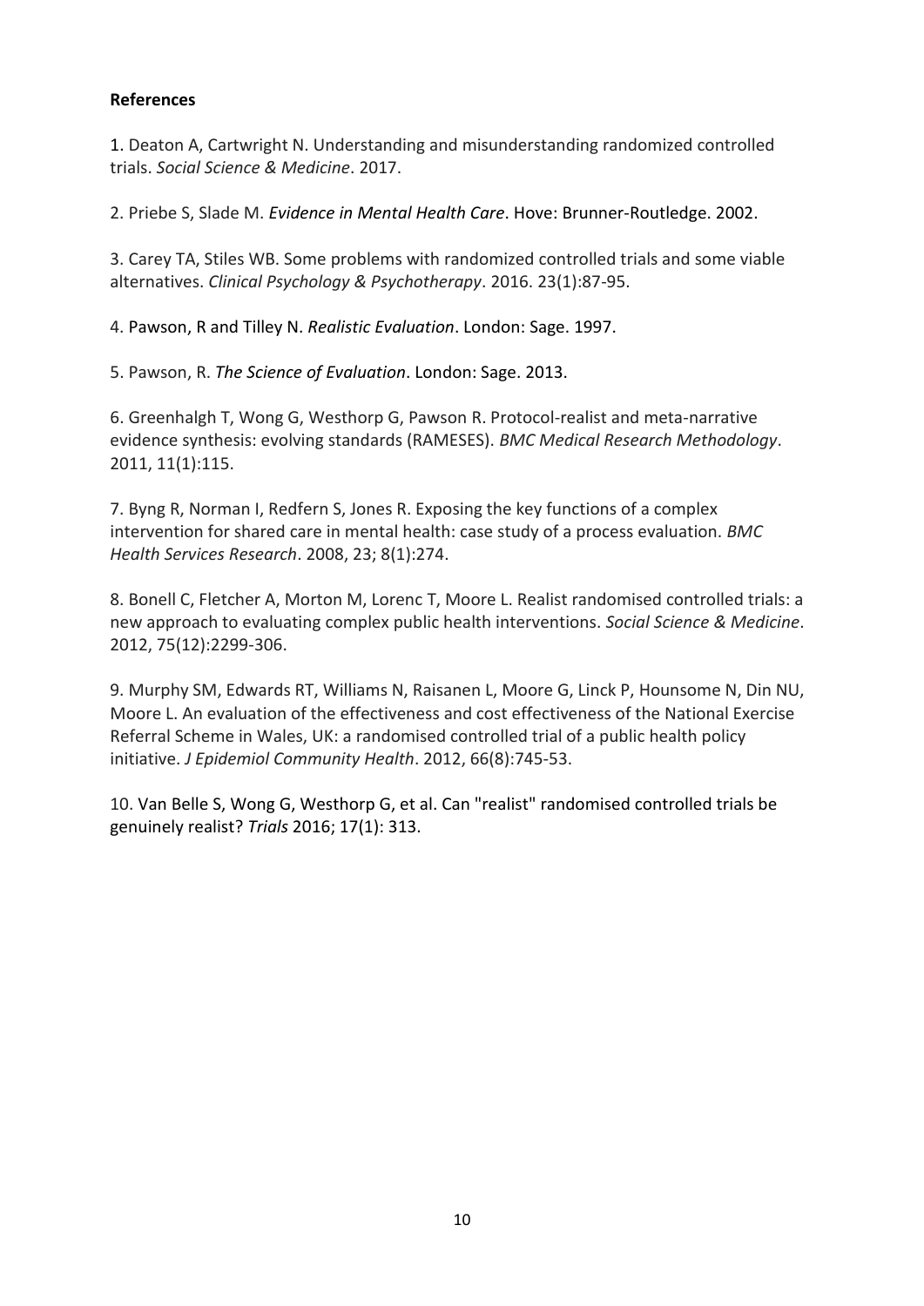**References**

1. Deaton A, Cartwright N. Understanding and misunderstanding randomized controlled trials. *Social Science & Medicine*. 2017.

2. Priebe S, Slade M. *Evidence in Mental Health Care*. Hove: Brunner-Routledge. 2002.

3. Carey TA, Stiles WB. Some problems with randomized controlled trials and some viable alternatives. *Clinical Psychology & Psychotherapy*. 2016. 23(1):87-95.

4. Pawson, R and Tilley N. *Realistic Evaluation*. London: Sage. 1997.

5. Pawson, R. *The Science of Evaluation*. London: Sage. 2013.

6. Greenhalgh T, Wong G, Westhorp G, Pawson R. Protocol-realist and meta-narrative evidence synthesis: evolving standards (RAMESES). *BMC Medical Research Methodology*. 2011, 11(1):115.

7. Byng R, Norman I, Redfern S, Jones R. Exposing the key functions of a complex intervention for shared care in mental health: case study of a process evaluation. *BMC Health Services Research*. 2008, 23; 8(1):274.

8. Bonell C, Fletcher A, Morton M, Lorenc T, Moore L. Realist randomised controlled trials: a new approach to evaluating complex public health interventions. *Social Science & Medicine*. 2012, 75(12):2299-306.

9. Murphy SM, Edwards RT, Williams N, Raisanen L, Moore G, Linck P, Hounsome N, Din NU, Moore L. An evaluation of the effectiveness and cost effectiveness of the National Exercise Referral Scheme in Wales, UK: a randomised controlled trial of a public health policy initiative. *J Epidemiol Community Health*. 2012, 66(8):745-53.

10. Van Belle S, Wong G, Westhorp G, et al. Can "realist" randomised controlled trials be genuinely realist? *Trials* 2016; 17(1): 313.